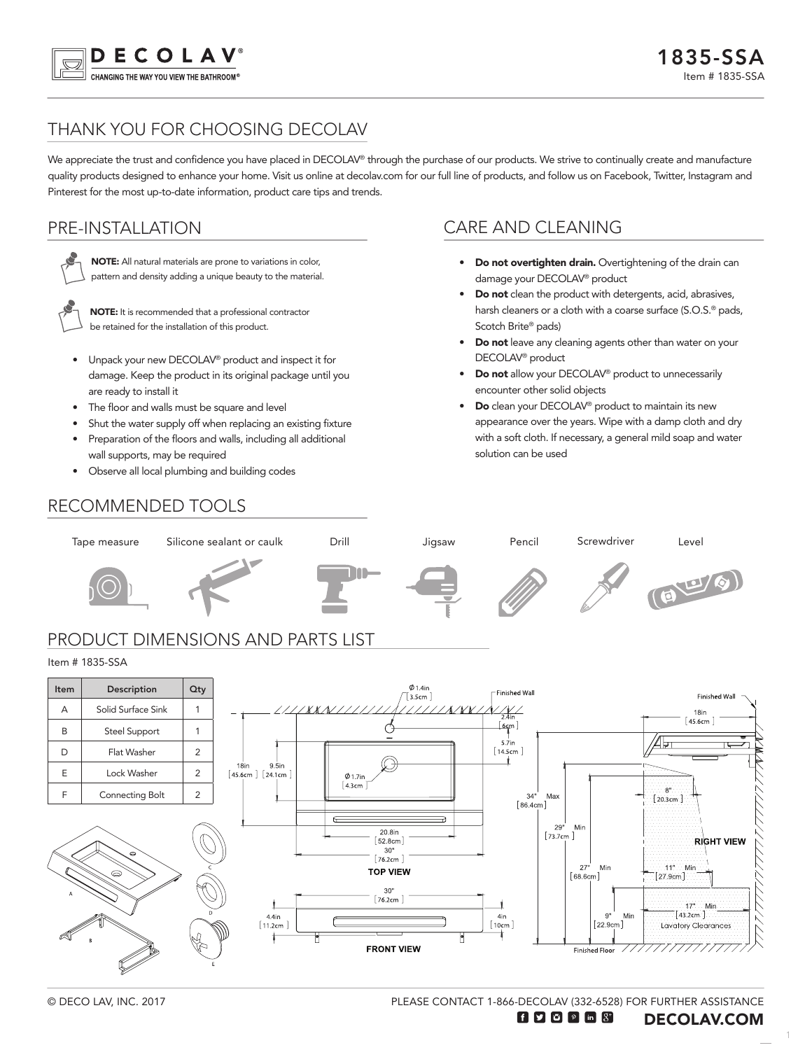# DECOLAV®

CHANGING THE WAY YOU VIEW THE BATHROOM®

# 1835-SSA

Item # 1835-SSA

## THANK YOU FOR CHOOSING DECOLAV

We appreciate the trust and confidence you have placed in DECOLAV® through the purchase of our products. We strive to continually create and manufacture quality products designed to enhance your home. Visit us online at decolav.com for our full line of products, and follow us on Facebook, Twitter, Instagram and Pinterest for the most up-to-date information, product care tips and trends.

## PRE-INSTALLATION

**NOTE:** All natural materials are prone to variations in color, pattern and density adding a unique beauty to the material.

**NOTE:** It is recommended that a professional contractor be retained for the installation of this product.

- Unpack your new DECOLAV® product and inspect it for damage. Keep the product in its original package until you are ready to install it
- The floor and walls must be square and level
- Shut the water supply off when replacing an existing fixture
- Preparation of the floors and walls, including all additional wall supports, may be required
- Observe all local plumbing and building codes

## CARE AND CLEANING

- **Do not overtighten drain.** Overtightening of the drain can damage your DECOLAV® product
- **Do not** clean the product with detergents, acid, abrasives, harsh cleaners or a cloth with a coarse surface (S.O.S.® pads, Scotch Brite® pads)
- **Do not** leave any cleaning agents other than water on your DECOLAV® product
- **Do not** allow your DECOLAV® product to unnecessarily encounter other solid objects
- **Do** clean your DECOLAV® product to maintain its new appearance over the years. Wipe with a damp cloth and dry with a soft cloth. If necessary, a general mild soap and water solution can be used

## RECOMMENDED TOOLS

Tape measure, Silicone sealant or caulk, Drill, Jigsaw, Pencil, Screwdriver, Level

## PRODUCT DIMENSIONS AND PARTS LIST

Item # 1835-SSA

| Item | Description | Qty |
|---|---|---|
| A | Solid Surface Sink | 1 |
| B | Steel Support | 1 |
| D | Flat Washer | 2 |
| E | Lock Washer | 2 |
| F | Connecting Bolt | 2 |

**TOP VIEW:** Ø 1.4in [3.5cm]; 2.4in [6cm]; 5.7in [14.5cm]; 18in [45.6cm]; 9.5in [24.1cm]; Ø 1.7in [4.3cm]; 20.8in [52.8cm]; 30" [76.2cm]; Finished Wall

**FRONT VIEW:** 30" [76.2cm]; 4.4in [11.2cm]; 4in [10cm]

**RIGHT VIEW:** Finished Wall; 18in [45.6cm]; 8" [20.3cm]; 34" Max [86.4cm]; 29" Min [73.7cm]; 27" Min [68.6cm]; 11" Min [27.9cm]; 17" Min [43.2cm]; 9" Min [22.9cm]; Lavatory Clearances; Finished Floor

© DECO LAV, INC. 2017

PLEASE CONTACT 1-866-DECOLAV (332-6528) FOR FURTHER ASSISTANCE

DECOLAV.COM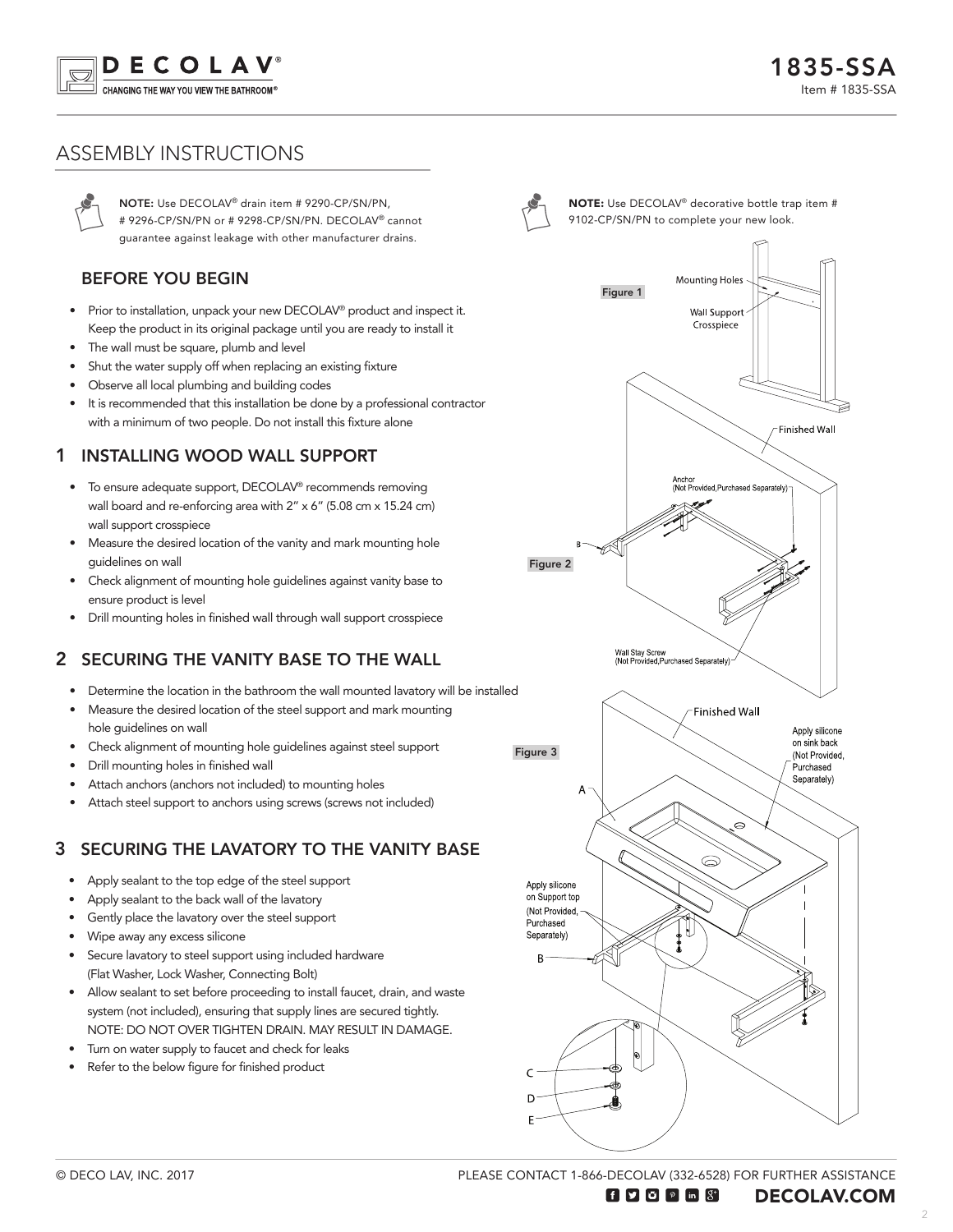# 1835-SSA

Item # 1835-SSA

## ASSEMBLY INSTRUCTIONS

**NOTE:** Use DECOLAV® drain item # 9290-CP/SN/PN, # 9296-CP/SN/PN or # 9298-CP/SN/PN. DECOLAV® cannot guarantee against leakage with other manufacturer drains.

**NOTE:** Use DECOLAV® decorative bottle trap item # 9102-CP/SN/PN to complete your new look.

### BEFORE YOU BEGIN

- Prior to installation, unpack your new DECOLAV® product and inspect it. Keep the product in its original package until you are ready to install it
- The wall must be square, plumb and level
- Shut the water supply off when replacing an existing fixture
- Observe all local plumbing and building codes
- It is recommended that this installation be done by a professional contractor with a minimum of two people. Do not install this fixture alone

### 1 INSTALLING WOOD WALL SUPPORT

- To ensure adequate support, DECOLAV® recommends removing wall board and re-enforcing area with 2" x 6" (5.08 cm x 15.24 cm) wall support crosspiece
- Measure the desired location of the vanity and mark mounting hole guidelines on wall
- Check alignment of mounting hole guidelines against vanity base to ensure product is level
- Drill mounting holes in finished wall through wall support crosspiece

### 2 SECURING THE VANITY BASE TO THE WALL

- Determine the location in the bathroom the wall mounted lavatory will be installed
- Measure the desired location of the steel support and mark mounting hole guidelines on wall
- Check alignment of mounting hole guidelines against steel support
- Drill mounting holes in finished wall
- Attach anchors (anchors not included) to mounting holes
- Attach steel support to anchors using screws (screws not included)

### 3 SECURING THE LAVATORY TO THE VANITY BASE

- Apply sealant to the top edge of the steel support
- Apply sealant to the back wall of the lavatory
- Gently place the lavatory over the steel support
- Wipe away any excess silicone
- Secure lavatory to steel support using included hardware (Flat Washer, Lock Washer, Connecting Bolt)
- Allow sealant to set before proceeding to install faucet, drain, and waste system (not included), ensuring that supply lines are secured tightly. NOTE: DO NOT OVER TIGHTEN DRAIN. MAY RESULT IN DAMAGE.
- Turn on water supply to faucet and check for leaks
- Refer to the below figure for finished product

Figure 1

Mounting Holes
Wall Support Crosspiece

Figure 2

Finished Wall
Anchor (Not Provided,Purchased Separately)
B
Wall Stay Screw (Not Provided,Purchased Separately)

Figure 3

Finished Wall
Apply silicone on sink back (Not Provided, Purchased Separately)
A
Apply silicone on Support top (Not Provided, Purchased Separately)
B
C
D
E

© DECO LAV, INC. 2017

PLEASE CONTACT 1-866-DECOLAV (332-6528) FOR FURTHER ASSISTANCE

DECOLAV.COM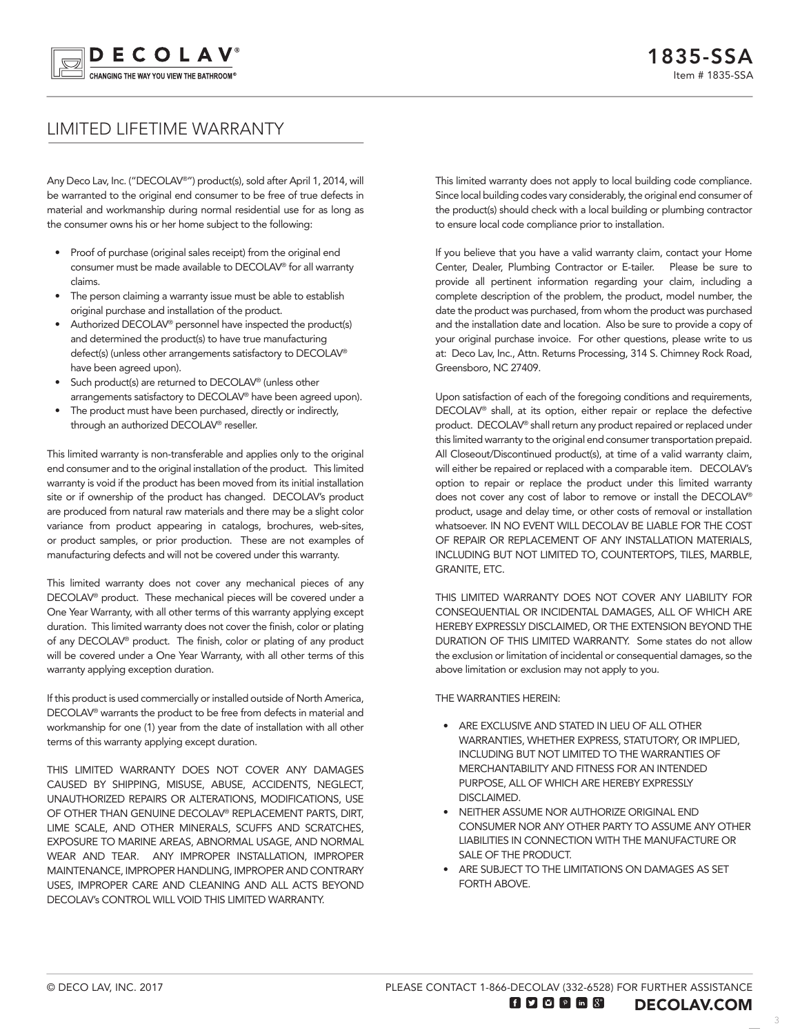# LIMITED LIFETIME WARRANTY

Any Deco Lav, Inc. ("DECOLAV®") product(s), sold after April 1, 2014, will be warranted to the original end consumer to be free of true defects in material and workmanship during normal residential use for as long as the consumer owns his or her home subject to the following:

- Proof of purchase (original sales receipt) from the original end consumer must be made available to DECOLAV® for all warranty claims.
- The person claiming a warranty issue must be able to establish original purchase and installation of the product.
- Authorized DECOLAV® personnel have inspected the product(s) and determined the product(s) to have true manufacturing defect(s) (unless other arrangements satisfactory to DECOLAV® have been agreed upon).
- Such product(s) are returned to DECOLAV® (unless other arrangements satisfactory to DECOLAV® have been agreed upon).
- The product must have been purchased, directly or indirectly, through an authorized DECOLAV® reseller.

This limited warranty is non-transferable and applies only to the original end consumer and to the original installation of the product. This limited warranty is void if the product has been moved from its initial installation site or if ownership of the product has changed. DECOLAV's product are produced from natural raw materials and there may be a slight color variance from product appearing in catalogs, brochures, web-sites, or product samples, or prior production. These are not examples of manufacturing defects and will not be covered under this warranty.

This limited warranty does not cover any mechanical pieces of any DECOLAV® product. These mechanical pieces will be covered under a One Year Warranty, with all other terms of this warranty applying except duration. This limited warranty does not cover the finish, color or plating of any DECOLAV® product. The finish, color or plating of any product will be covered under a One Year Warranty, with all other terms of this warranty applying exception duration.

If this product is used commercially or installed outside of North America, DECOLAV® warrants the product to be free from defects in material and workmanship for one (1) year from the date of installation with all other terms of this warranty applying except duration.

THIS LIMITED WARRANTY DOES NOT COVER ANY DAMAGES CAUSED BY SHIPPING, MISUSE, ABUSE, ACCIDENTS, NEGLECT, UNAUTHORIZED REPAIRS OR ALTERATIONS, MODIFICATIONS, USE OF OTHER THAN GENUINE DECOLAV® REPLACEMENT PARTS, DIRT, LIME SCALE, AND OTHER MINERALS, SCUFFS AND SCRATCHES, EXPOSURE TO MARINE AREAS, ABNORMAL USAGE, AND NORMAL WEAR AND TEAR. ANY IMPROPER INSTALLATION, IMPROPER MAINTENANCE, IMPROPER HANDLING, IMPROPER AND CONTRARY USES, IMPROPER CARE AND CLEANING AND ALL ACTS BEYOND DECOLAV's CONTROL WILL VOID THIS LIMITED WARRANTY.

This limited warranty does not apply to local building code compliance. Since local building codes vary considerably, the original end consumer of the product(s) should check with a local building or plumbing contractor to ensure local code compliance prior to installation.

If you believe that you have a valid warranty claim, contact your Home Center, Dealer, Plumbing Contractor or E-tailer. Please be sure to provide all pertinent information regarding your claim, including a complete description of the problem, the product, model number, the date the product was purchased, from whom the product was purchased and the installation date and location. Also be sure to provide a copy of your original purchase invoice. For other questions, please write to us at: Deco Lav, Inc., Attn. Returns Processing, 314 S. Chimney Rock Road, Greensboro, NC 27409.

Upon satisfaction of each of the foregoing conditions and requirements, DECOLAV® shall, at its option, either repair or replace the defective product. DECOLAV® shall return any product repaired or replaced under this limited warranty to the original end consumer transportation prepaid. All Closeout/Discontinued product(s), at time of a valid warranty claim, will either be repaired or replaced with a comparable item. DECOLAV's option to repair or replace the product under this limited warranty does not cover any cost of labor to remove or install the DECOLAV® product, usage and delay time, or other costs of removal or installation whatsoever. IN NO EVENT WILL DECOLAV BE LIABLE FOR THE COST OF REPAIR OR REPLACEMENT OF ANY INSTALLATION MATERIALS, INCLUDING BUT NOT LIMITED TO, COUNTERTOPS, TILES, MARBLE, GRANITE, ETC.

THIS LIMITED WARRANTY DOES NOT COVER ANY LIABILITY FOR CONSEQUENTIAL OR INCIDENTAL DAMAGES, ALL OF WHICH ARE HEREBY EXPRESSLY DISCLAIMED, OR THE EXTENSION BEYOND THE DURATION OF THIS LIMITED WARRANTY. Some states do not allow the exclusion or limitation of incidental or consequential damages, so the above limitation or exclusion may not apply to you.

THE WARRANTIES HEREIN:

- ARE EXCLUSIVE AND STATED IN LIEU OF ALL OTHER WARRANTIES, WHETHER EXPRESS, STATUTORY, OR IMPLIED, INCLUDING BUT NOT LIMITED TO THE WARRANTIES OF MERCHANTABILITY AND FITNESS FOR AN INTENDED PURPOSE, ALL OF WHICH ARE HEREBY EXPRESSLY DISCLAIMED.
- NEITHER ASSUME NOR AUTHORIZE ORIGINAL END CONSUMER NOR ANY OTHER PARTY TO ASSUME ANY OTHER LIABILITIES IN CONNECTION WITH THE MANUFACTURE OR SALE OF THE PRODUCT.
- ARE SUBJECT TO THE LIMITATIONS ON DAMAGES AS SET FORTH ABOVE.